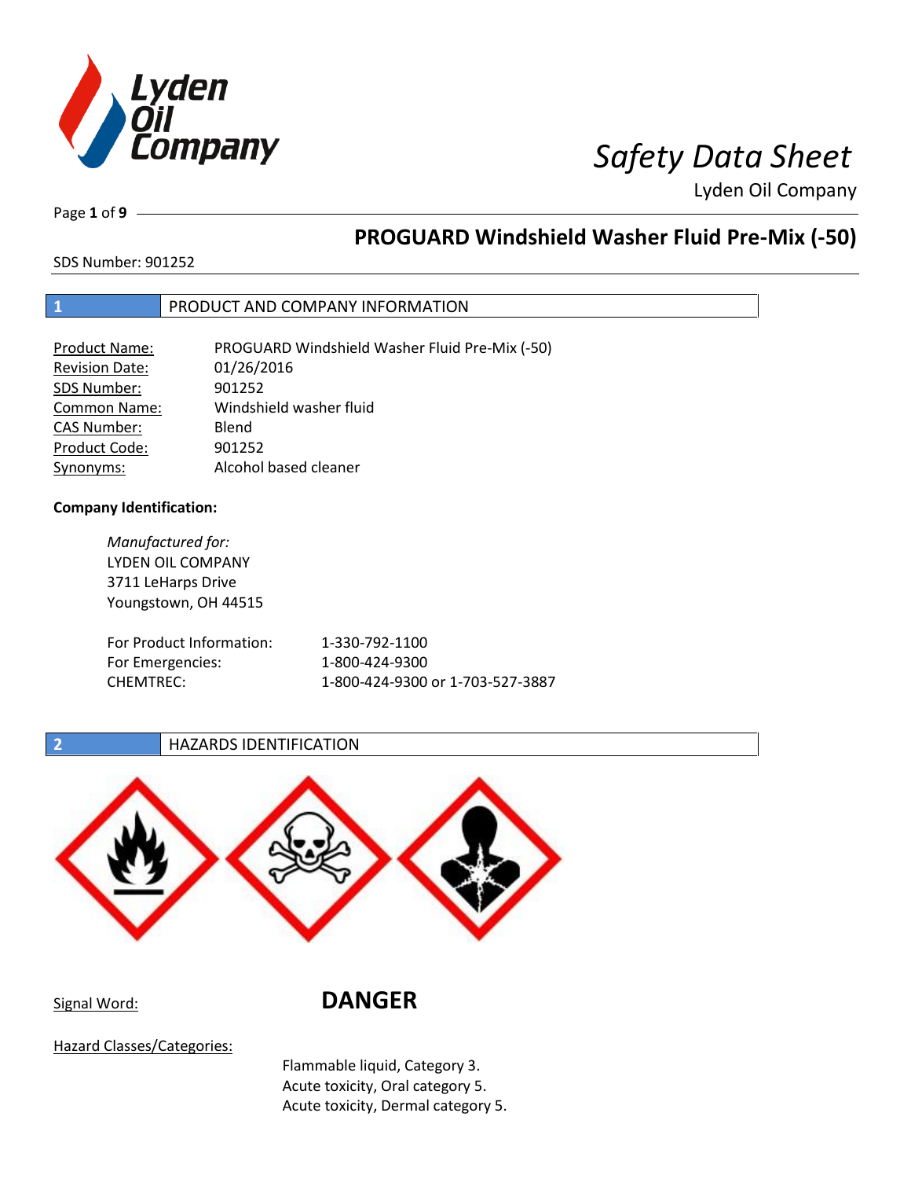# Safety Data Sheet

Lyden Oil Company

## PROGUARD Windshield Washer Fluid Pre-Mix (-50)

SDS Number: 901252

## 1 PRODUCT AND COMPANY INFORMATION

| | |
|---|---|
| Product Name: | PROGUARD Windshield Washer Fluid Pre-Mix (-50) |
| Revision Date: | 01/26/2016 |
| SDS Number: | 901252 |
| Common Name: | Windshield washer fluid |
| CAS Number: | Blend |
| Product Code: | 901252 |
| Synonyms: | Alcohol based cleaner |

**Company Identification:**

*Manufactured for:*
LYDEN OIL COMPANY
3711 LeHarps Drive
Youngstown, OH 44515

| | |
|---|---|
| For Product Information: | 1-330-792-1100 |
| For Emergencies: | 1-800-424-9300 |
| CHEMTREC: | 1-800-424-9300 or 1-703-527-3887 |

## 2 HAZARDS IDENTIFICATION

Signal Word: **DANGER**

Hazard Classes/Categories:

Flammable liquid, Category 3.
Acute toxicity, Oral category 5.
Acute toxicity, Dermal category 5.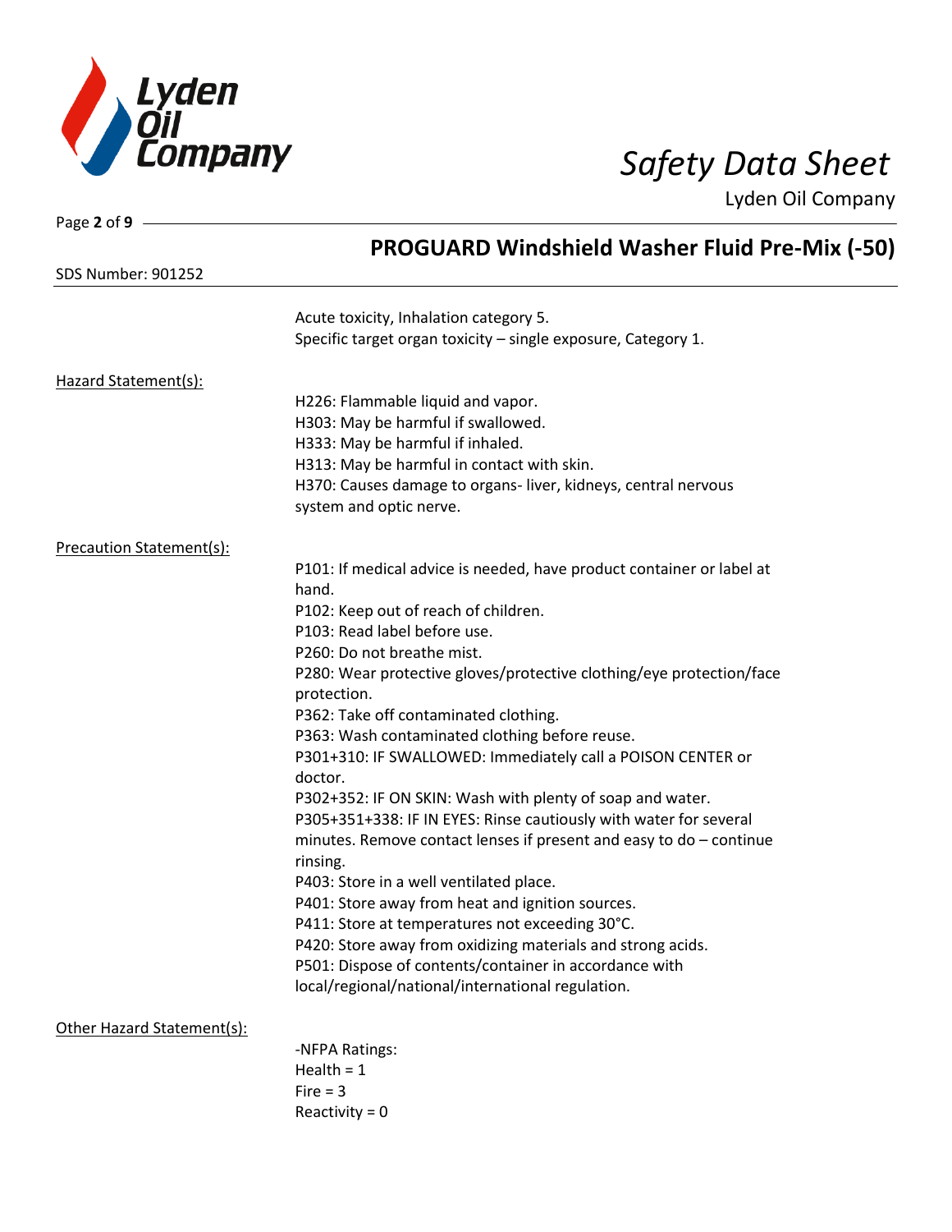Acute toxicity, Inhalation category 5.
Specific target organ toxicity – single exposure, Category 1.

Hazard Statement(s):

H226: Flammable liquid and vapor.
H303: May be harmful if swallowed.
H333: May be harmful if inhaled.
H313: May be harmful in contact with skin.
H370: Causes damage to organs- liver, kidneys, central nervous system and optic nerve.

Precaution Statement(s):

P101: If medical advice is needed, have product container or label at hand.
P102: Keep out of reach of children.
P103: Read label before use.
P260: Do not breathe mist.
P280: Wear protective gloves/protective clothing/eye protection/face protection.
P362: Take off contaminated clothing.
P363: Wash contaminated clothing before reuse.
P301+310: IF SWALLOWED: Immediately call a POISON CENTER or doctor.
P302+352: IF ON SKIN: Wash with plenty of soap and water.
P305+351+338: IF IN EYES: Rinse cautiously with water for several minutes. Remove contact lenses if present and easy to do – continue rinsing.
P403: Store in a well ventilated place.
P401: Store away from heat and ignition sources.
P411: Store at temperatures not exceeding 30°C.
P420: Store away from oxidizing materials and strong acids.
P501: Dispose of contents/container in accordance with local/regional/national/international regulation.

Other Hazard Statement(s):

-NFPA Ratings:
Health = 1
Fire = 3
Reactivity = 0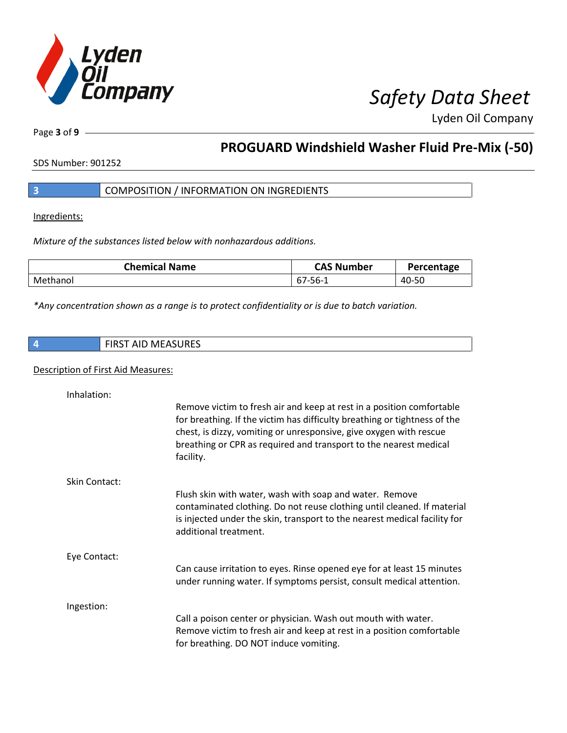## 3 COMPOSITION / INFORMATION ON INGREDIENTS

Ingredients:

*Mixture of the substances listed below with nonhazardous additions.*

| Chemical Name | CAS Number | Percentage |
|---|---|---|
| Methanol | 67-56-1 | 40-50 |

*\*Any concentration shown as a range is to protect confidentiality or is due to batch variation.*

## 4 FIRST AID MEASURES

Description of First Aid Measures:

Inhalation:

Remove victim to fresh air and keep at rest in a position comfortable for breathing. If the victim has difficulty breathing or tightness of the chest, is dizzy, vomiting or unresponsive, give oxygen with rescue breathing or CPR as required and transport to the nearest medical facility.

Skin Contact:

Flush skin with water, wash with soap and water. Remove contaminated clothing. Do not reuse clothing until cleaned. If material is injected under the skin, transport to the nearest medical facility for additional treatment.

Eye Contact:

Can cause irritation to eyes. Rinse opened eye for at least 15 minutes under running water. If symptoms persist, consult medical attention.

Ingestion:

Call a poison center or physician. Wash out mouth with water. Remove victim to fresh air and keep at rest in a position comfortable for breathing. DO NOT induce vomiting.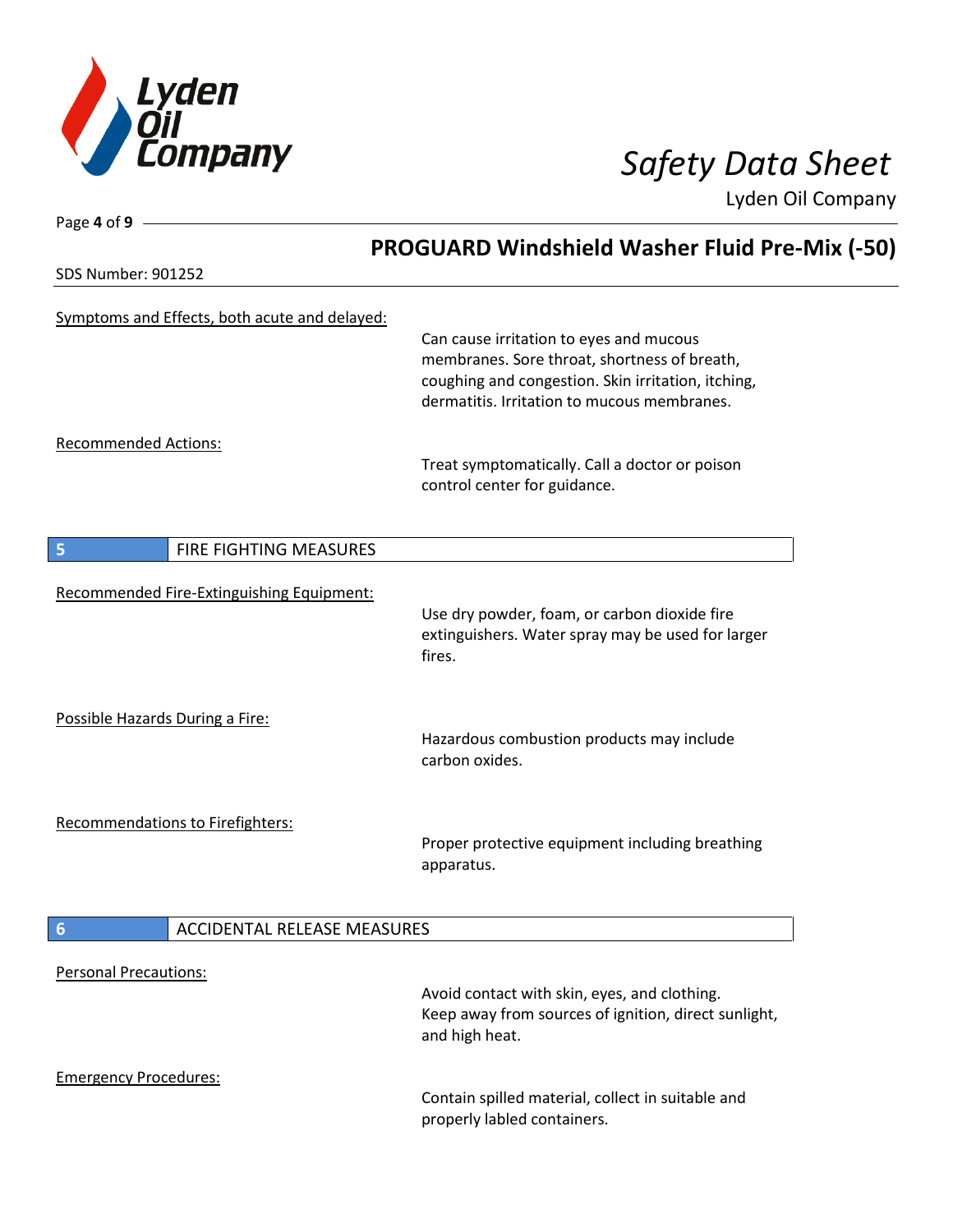Symptoms and Effects, both acute and delayed:

Can cause irritation to eyes and mucous membranes. Sore throat, shortness of breath, coughing and congestion. Skin irritation, itching, dermatitis. Irritation to mucous membranes.

Recommended Actions:

Treat symptomatically. Call a doctor or poison control center for guidance.

## 5 FIRE FIGHTING MEASURES

Recommended Fire-Extinguishing Equipment:

Use dry powder, foam, or carbon dioxide fire extinguishers. Water spray may be used for larger fires.

Possible Hazards During a Fire:

Hazardous combustion products may include carbon oxides.

Recommendations to Firefighters:

Proper protective equipment including breathing apparatus.

## 6 ACCIDENTAL RELEASE MEASURES

Personal Precautions:

Avoid contact with skin, eyes, and clothing. Keep away from sources of ignition, direct sunlight, and high heat.

Emergency Procedures:

Contain spilled material, collect in suitable and properly labled containers.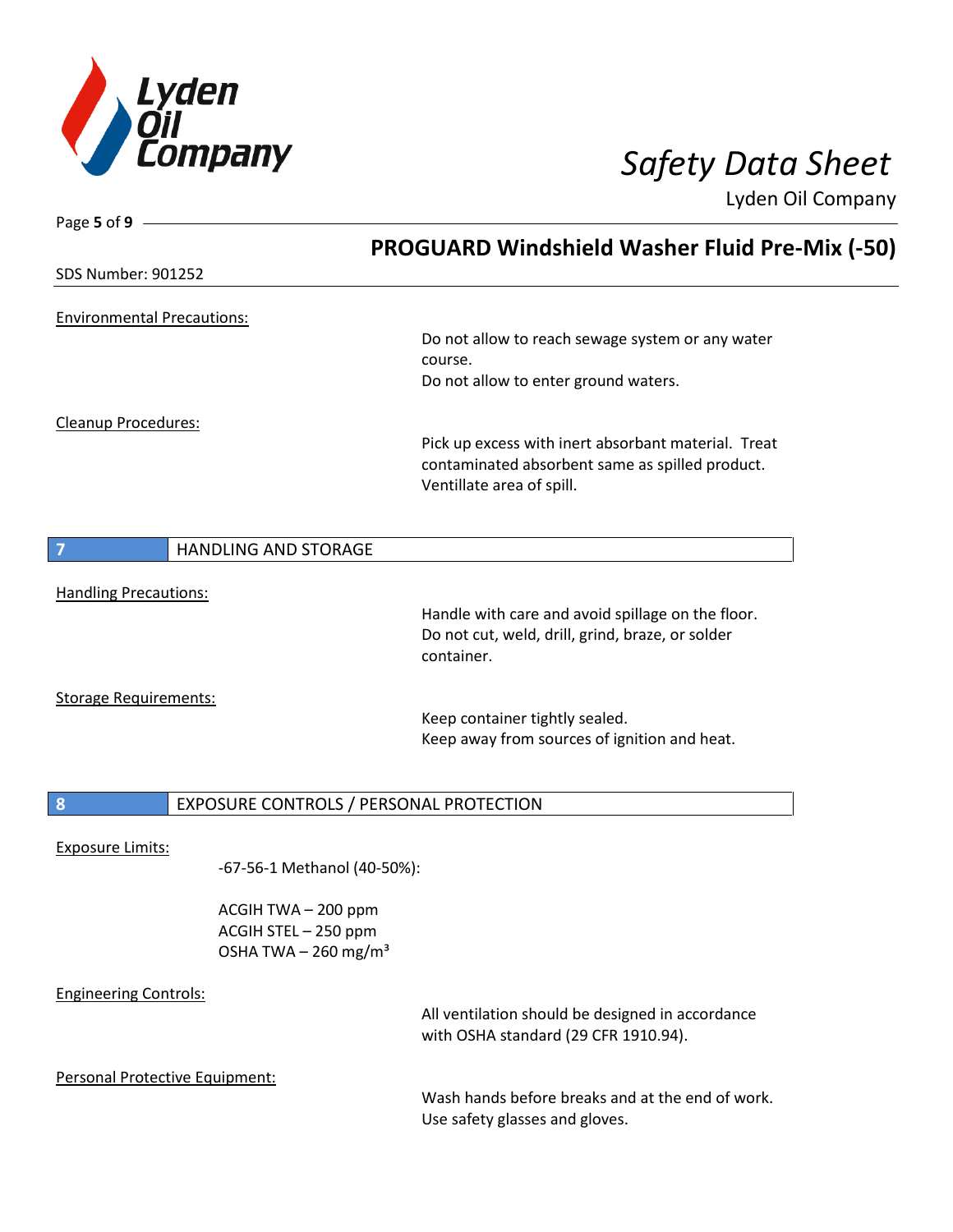Environmental Precautions:

Do not allow to reach sewage system or any water course.
Do not allow to enter ground waters.

Cleanup Procedures:

Pick up excess with inert absorbant material. Treat contaminated absorbent same as spilled product. Ventillate area of spill.

## 7 HANDLING AND STORAGE

Handling Precautions:

Handle with care and avoid spillage on the floor. Do not cut, weld, drill, grind, braze, or solder container.

Storage Requirements:

Keep container tightly sealed.
Keep away from sources of ignition and heat.

## 8 EXPOSURE CONTROLS / PERSONAL PROTECTION

Exposure Limits:

-67-56-1 Methanol (40-50%):

ACGIH TWA – 200 ppm
ACGIH STEL – 250 ppm
OSHA TWA – 260 mg/m$^3$

Engineering Controls:

All ventilation should be designed in accordance with OSHA standard (29 CFR 1910.94).

Personal Protective Equipment:

Wash hands before breaks and at the end of work.
Use safety glasses and gloves.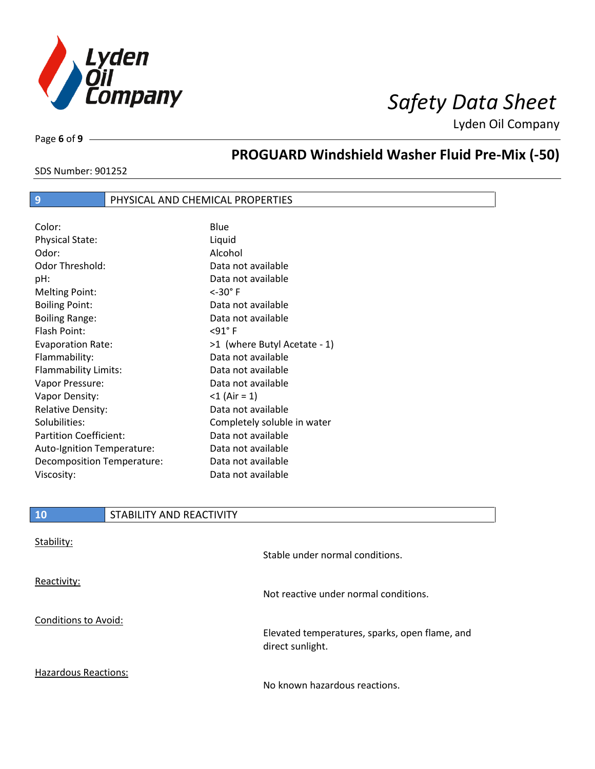## 9 PHYSICAL AND CHEMICAL PROPERTIES

| | |
|---|---|
| Color: | Blue |
| Physical State: | Liquid |
| Odor: | Alcohol |
| Odor Threshold: | Data not available |
| pH: | Data not available |
| Melting Point: | <-30° F |
| Boiling Point: | Data not available |
| Boiling Range: | Data not available |
| Flash Point: | <91° F |
| Evaporation Rate: | >1 (where Butyl Acetate - 1) |
| Flammability: | Data not available |
| Flammability Limits: | Data not available |
| Vapor Pressure: | Data not available |
| Vapor Density: | <1 (Air = 1) |
| Relative Density: | Data not available |
| Solubilities: | Completely soluble in water |
| Partition Coefficient: | Data not available |
| Auto-Ignition Temperature: | Data not available |
| Decomposition Temperature: | Data not available |
| Viscosity: | Data not available |

## 10 STABILITY AND REACTIVITY

Stability:

Stable under normal conditions.

Reactivity:

Not reactive under normal conditions.

Conditions to Avoid:

Elevated temperatures, sparks, open flame, and direct sunlight.

Hazardous Reactions:

No known hazardous reactions.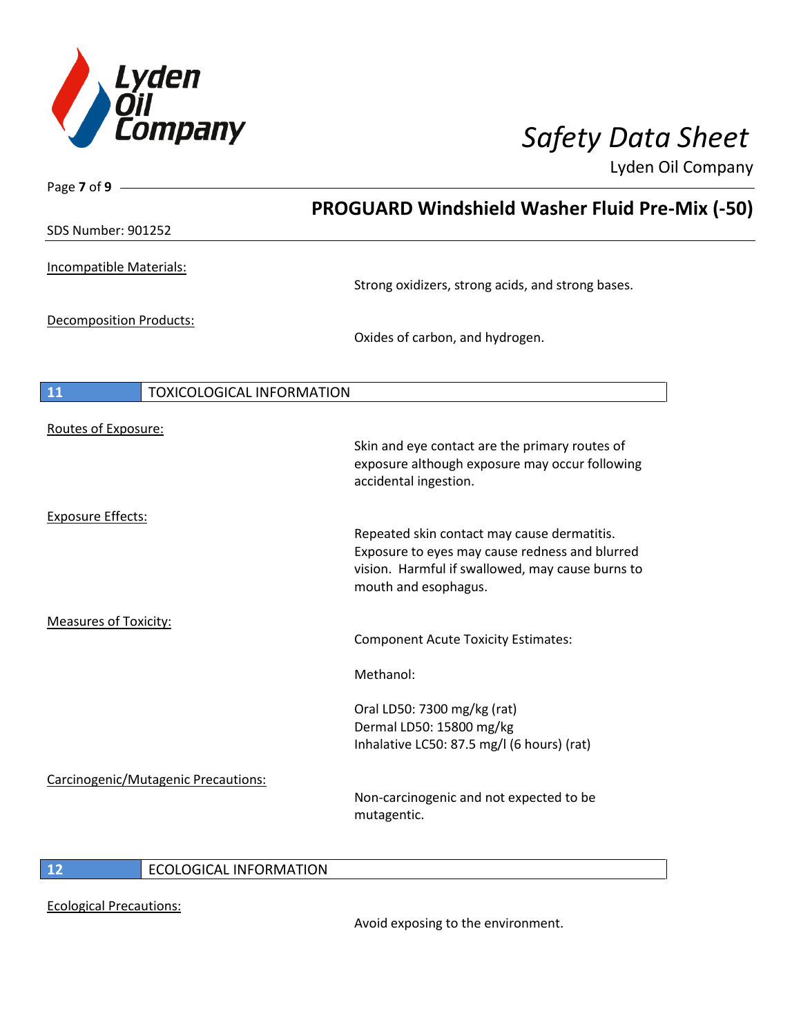SDS Number: 901252

Incompatible Materials:

Strong oxidizers, strong acids, and strong bases.

Decomposition Products:

Oxides of carbon, and hydrogen.

## 11 TOXICOLOGICAL INFORMATION

Routes of Exposure:

Skin and eye contact are the primary routes of exposure although exposure may occur following accidental ingestion.

Exposure Effects:

Repeated skin contact may cause dermatitis. Exposure to eyes may cause redness and blurred vision. Harmful if swallowed, may cause burns to mouth and esophagus.

Measures of Toxicity:

Component Acute Toxicity Estimates:

Methanol:

Oral LD50: 7300 mg/kg (rat)
Dermal LD50: 15800 mg/kg
Inhalative LC50: 87.5 mg/l (6 hours) (rat)

Carcinogenic/Mutagenic Precautions:

Non-carcinogenic and not expected to be mutagentic.

## 12 ECOLOGICAL INFORMATION

Ecological Precautions:

Avoid exposing to the environment.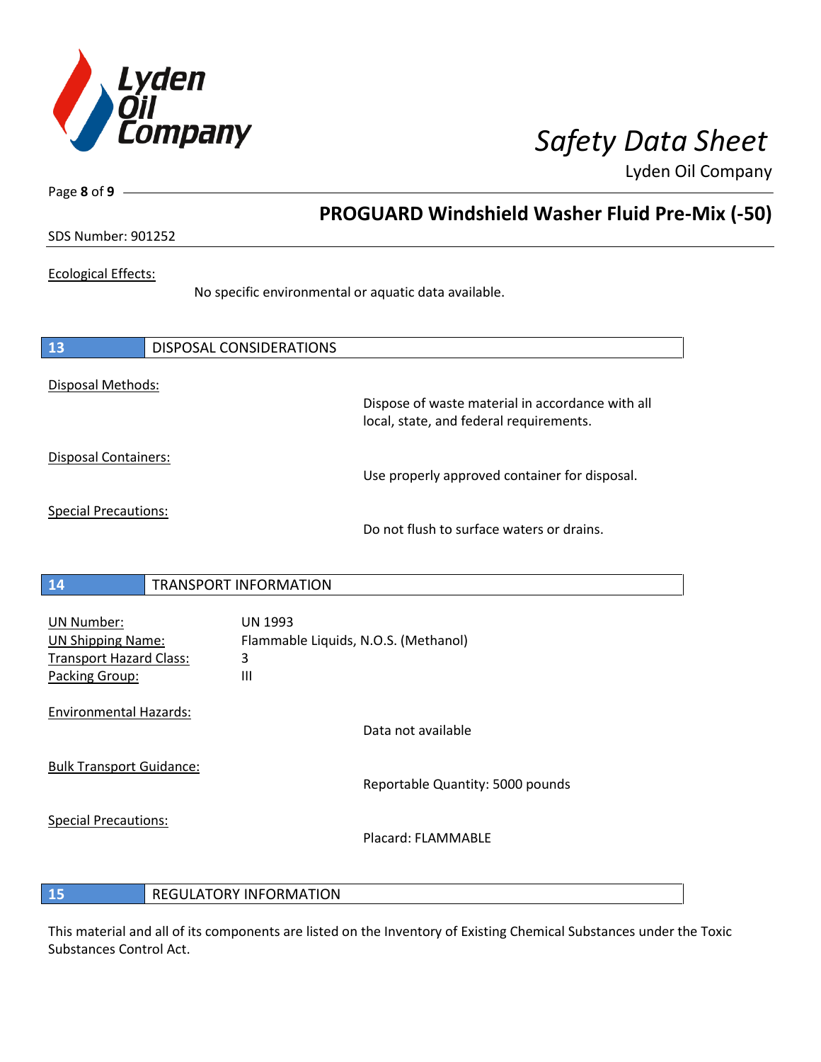Ecological Effects:

No specific environmental or aquatic data available.

## 13 DISPOSAL CONSIDERATIONS

Disposal Methods:

Dispose of waste material in accordance with all local, state, and federal requirements.

Disposal Containers:

Use properly approved container for disposal.

Special Precautions:

Do not flush to surface waters or drains.

## 14 TRANSPORT INFORMATION

UN Number: UN 1993
UN Shipping Name: Flammable Liquids, N.O.S. (Methanol)
Transport Hazard Class: 3
Packing Group: III

Environmental Hazards:

Data not available

Bulk Transport Guidance:

Reportable Quantity: 5000 pounds

Special Precautions:

Placard: FLAMMABLE

## 15 REGULATORY INFORMATION

This material and all of its components are listed on the Inventory of Existing Chemical Substances under the Toxic Substances Control Act.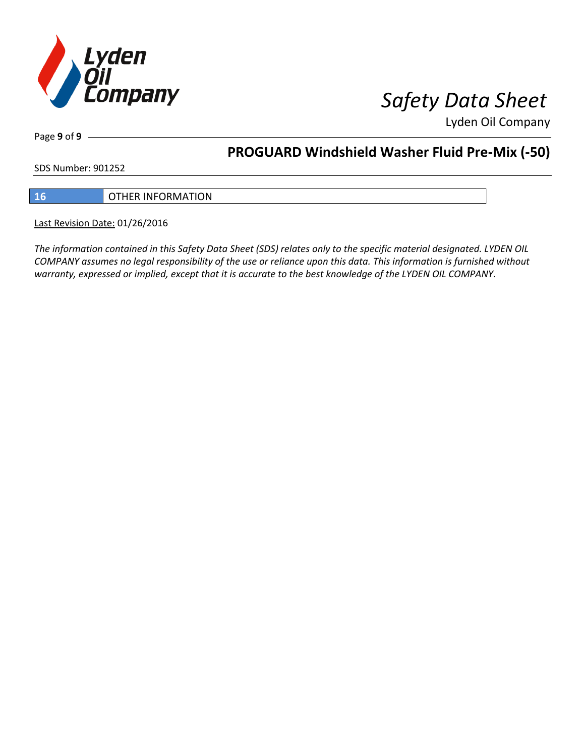## 16 OTHER INFORMATION

Last Revision Date: 01/26/2016

*The information contained in this Safety Data Sheet (SDS) relates only to the specific material designated. LYDEN OIL COMPANY assumes no legal responsibility of the use or reliance upon this data. This information is furnished without warranty, expressed or implied, except that it is accurate to the best knowledge of the LYDEN OIL COMPANY.*